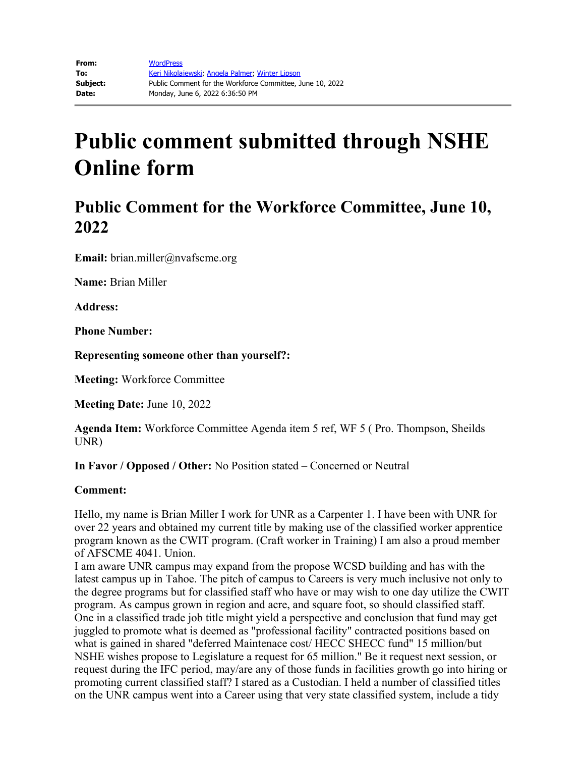| | |
|---|---|
| **From:** | WordPress |
| **To:** | Keri Nikolajewski; Angela Palmer; Winter Lipson |
| **Subject:** | Public Comment for the Workforce Committee, June 10, 2022 |
| **Date:** | Monday, June 6, 2022 6:36:50 PM |

# Public comment submitted through NSHE Online form

## Public Comment for the Workforce Committee, June 10, 2022

**Email:** brian.miller@nvafscme.org

**Name:** Brian Miller

**Address:**

**Phone Number:**

**Representing someone other than yourself?:**

**Meeting:** Workforce Committee

**Meeting Date:** June 10, 2022

**Agenda Item:** Workforce Committee Agenda item 5 ref, WF 5 ( Pro. Thompson, Sheilds UNR)

**In Favor / Opposed / Other:** No Position stated – Concerned or Neutral

**Comment:**

Hello, my name is Brian Miller I work for UNR as a Carpenter 1. I have been with UNR for over 22 years and obtained my current title by making use of the classified worker apprentice program known as the CWIT program. (Craft worker in Training) I am also a proud member of AFSCME 4041. Union.
I am aware UNR campus may expand from the propose WCSD building and has with the latest campus up in Tahoe. The pitch of campus to Careers is very much inclusive not only to the degree programs but for classified staff who have or may wish to one day utilize the CWIT program. As campus grown in region and acre, and square foot, so should classified staff. One in a classified trade job title might yield a perspective and conclusion that fund may get juggled to promote what is deemed as "professional facility" contracted positions based on what is gained in shared "deferred Maintenace cost/ HECC SHECC fund" 15 million/but NSHE wishes propose to Legislature a request for 65 million." Be it request next session, or request during the IFC period, may/are any of those funds in facilities growth go into hiring or promoting current classified staff? I stared as a Custodian. I held a number of classified titles on the UNR campus went into a Career using that very state classified system, include a tidy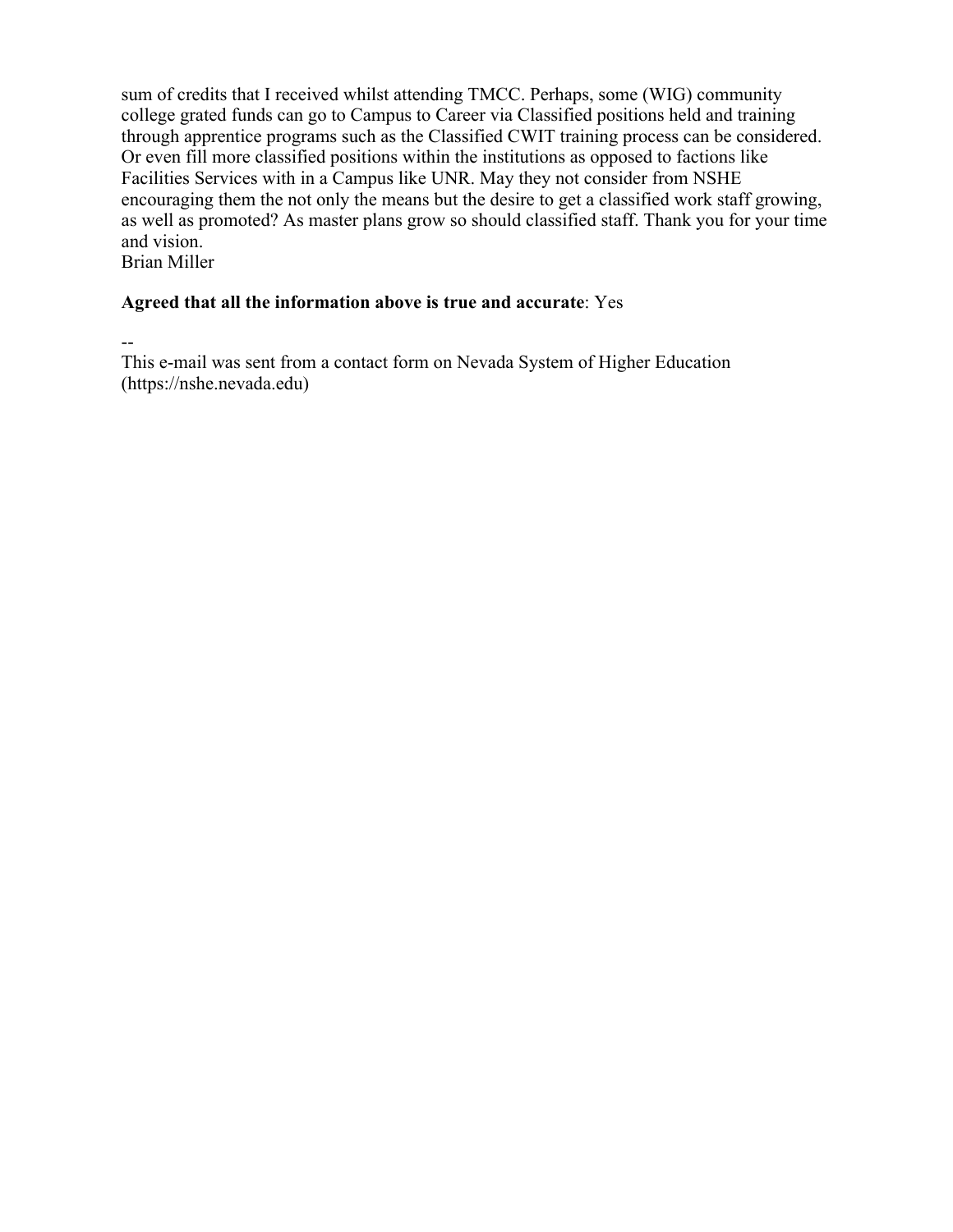sum of credits that I received whilst attending TMCC. Perhaps, some (WIG) community college grated funds can go to Campus to Career via Classified positions held and training through apprentice programs such as the Classified CWIT training process can be considered. Or even fill more classified positions within the institutions as opposed to factions like Facilities Services with in a Campus like UNR. May they not consider from NSHE encouraging them the not only the means but the desire to get a classified work staff growing, as well as promoted? As master plans grow so should classified staff. Thank you for your time and vision.
Brian Miller

**Agreed that all the information above is true and accurate**: Yes

--
This e-mail was sent from a contact form on Nevada System of Higher Education (https://nshe.nevada.edu)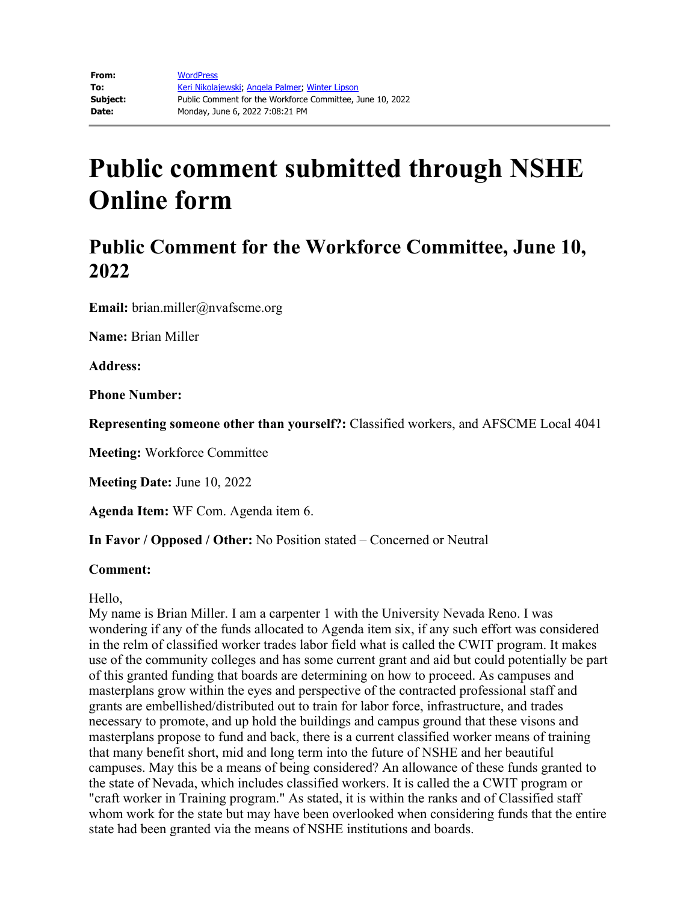**From:** WordPress
**To:** Keri Nikolajewski; Angela Palmer; Winter Lipson
**Subject:** Public Comment for the Workforce Committee, June 10, 2022
**Date:** Monday, June 6, 2022 7:08:21 PM

# Public comment submitted through NSHE Online form

## Public Comment for the Workforce Committee, June 10, 2022

**Email:** brian.miller@nvafscme.org

**Name:** Brian Miller

**Address:**

**Phone Number:**

**Representing someone other than yourself?:** Classified workers, and AFSCME Local 4041

**Meeting:** Workforce Committee

**Meeting Date:** June 10, 2022

**Agenda Item:** WF Com. Agenda item 6.

**In Favor / Opposed / Other:** No Position stated – Concerned or Neutral

**Comment:**

Hello,
My name is Brian Miller. I am a carpenter 1 with the University Nevada Reno. I was wondering if any of the funds allocated to Agenda item six, if any such effort was considered in the relm of classified worker trades labor field what is called the CWIT program. It makes use of the community colleges and has some current grant and aid but could potentially be part of this granted funding that boards are determining on how to proceed. As campuses and masterplans grow within the eyes and perspective of the contracted professional staff and grants are embellished/distributed out to train for labor force, infrastructure, and trades necessary to promote, and up hold the buildings and campus ground that these visons and masterplans propose to fund and back, there is a current classified worker means of training that many benefit short, mid and long term into the future of NSHE and her beautiful campuses. May this be a means of being considered? An allowance of these funds granted to the state of Nevada, which includes classified workers. It is called the a CWIT program or "craft worker in Training program." As stated, it is within the ranks and of Classified staff whom work for the state but may have been overlooked when considering funds that the entire state had been granted via the means of NSHE institutions and boards.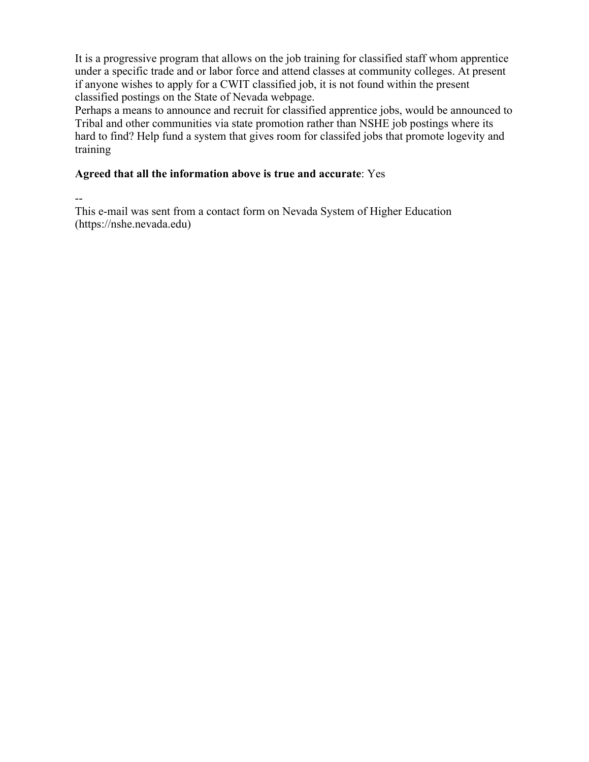It is a progressive program that allows on the job training for classified staff whom apprentice under a specific trade and or labor force and attend classes at community colleges. At present if anyone wishes to apply for a CWIT classified job, it is not found within the present classified postings on the State of Nevada webpage.
Perhaps a means to announce and recruit for classified apprentice jobs, would be announced to Tribal and other communities via state promotion rather than NSHE job postings where its hard to find? Help fund a system that gives room for classifed jobs that promote logevity and training

**Agreed that all the information above is true and accurate**: Yes

--
This e-mail was sent from a contact form on Nevada System of Higher Education (https://nshe.nevada.edu)